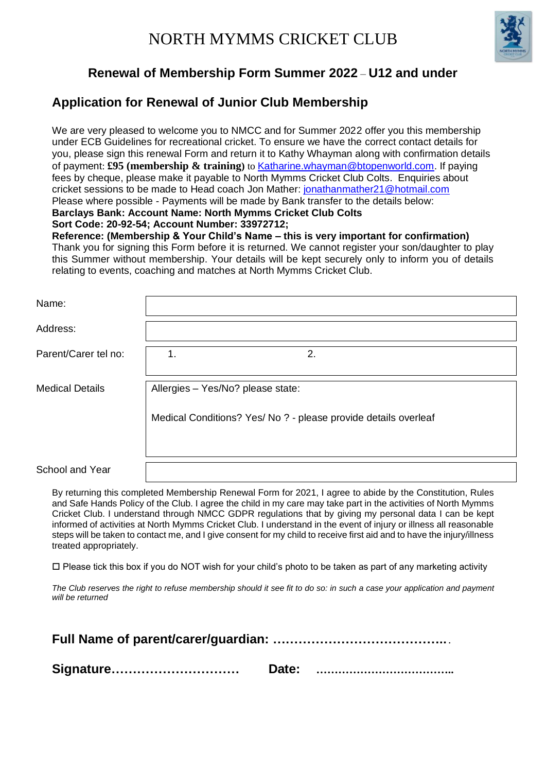# NORTH MYMMS CRICKET CLUB

## Renewal of Membership Form Summer 2022 – U12 and under

## Application for Renewal of Junior Club Membership

We are very pleased to welcome you to NMCC and for Summer 2022 offer you this membership under ECB Guidelines for recreational cricket. To ensure we have the correct contact details for you, please sign this renewal Form and return it to Kathy Whayman along with confirmation details of payment: **£95 (membership & training)** to Katharine.whayman@btopenworld.com. If paying fees by cheque, please make it payable to North Mymms Cricket Club Colts. Enquiries about cricket sessions to be made to Head coach Jon Mather: jonathanmather21@hotmail.com
Please where possible - Payments will be made by Bank transfer to the details below:
**Barclays Bank: Account Name: North Mymms Cricket Club Colts**
**Sort Code: 20-92-54; Account Number: 33972712;**
**Reference: (Membership & Your Child's Name – this is very important for confirmation)**
Thank you for signing this Form before it is returned. We cannot register your son/daughter to play this Summer without membership. Your details will be kept securely only to inform you of details relating to events, coaching and matches at North Mymms Cricket Club.

| | |
|---|---|
| Name: | |
| Address: | |
| Parent/Carer tel no: | 1. 2. |
| Medical Details | Allergies – Yes/No? please state: <br> Medical Conditions? Yes/ No ? - please provide details overleaf |
| School and Year | |

By returning this completed Membership Renewal Form for 2021, I agree to abide by the Constitution, Rules and Safe Hands Policy of the Club. I agree the child in my care may take part in the activities of North Mymms Cricket Club. I understand through NMCC GDPR regulations that by giving my personal data I can be kept informed of activities at North Mymms Cricket Club. I understand in the event of injury or illness all reasonable steps will be taken to contact me, and I give consent for my child to receive first aid and to have the injury/illness treated appropriately.

☐ Please tick this box if you do NOT wish for your child's photo to be taken as part of any marketing activity

*The Club reserves the right to refuse membership should it see fit to do so: in such a case your application and payment will be returned*

**Full Name of parent/carer/guardian: …………………………………..**

**Signature…………………………  Date: ………………………………..**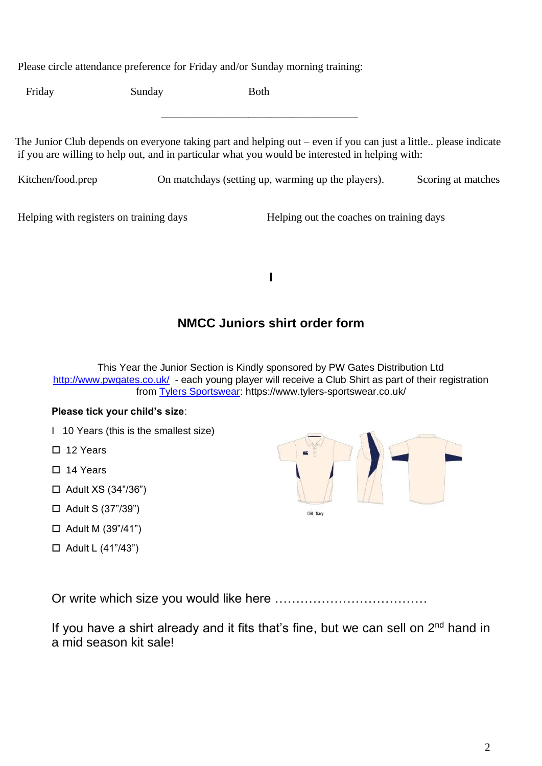Please circle attendance preference for Friday and/or Sunday morning training:

Friday Sunday Both

---

The Junior Club depends on everyone taking part and helping out – even if you can just a little.. please indicate if you are willing to help out, and in particular what you would be interested in helping with:

Kitchen/food.prep On matchdays (setting up, warming up the players). Scoring at matches

Helping with registers on training days Helping out the coaches on training days

I

## NMCC Juniors shirt order form

This Year the Junior Section is Kindly sponsored by PW Gates Distribution Ltd [http://www.pwgates.co.uk/](http://www.pwgates.co.uk/) - each young player will receive a Club Shirt as part of their registration from [Tylers Sportswear](https://www.tylers-sportswear.co.uk/): https://www.tylers-sportswear.co.uk/

**Please tick your child's size**:

- I 10 Years (this is the smallest size)
- ☐ 12 Years
- ☐ 14 Years
- ☐ Adult XS (34"/36")
- ☐ Adult S (37"/39")
- ☐ Adult M (39"/41")
- ☐ Adult L (41"/43")

070 Navy

Or write which size you would like here ………………………………

If you have a shirt already and it fits that's fine, but we can sell on 2nd hand in a mid season kit sale!